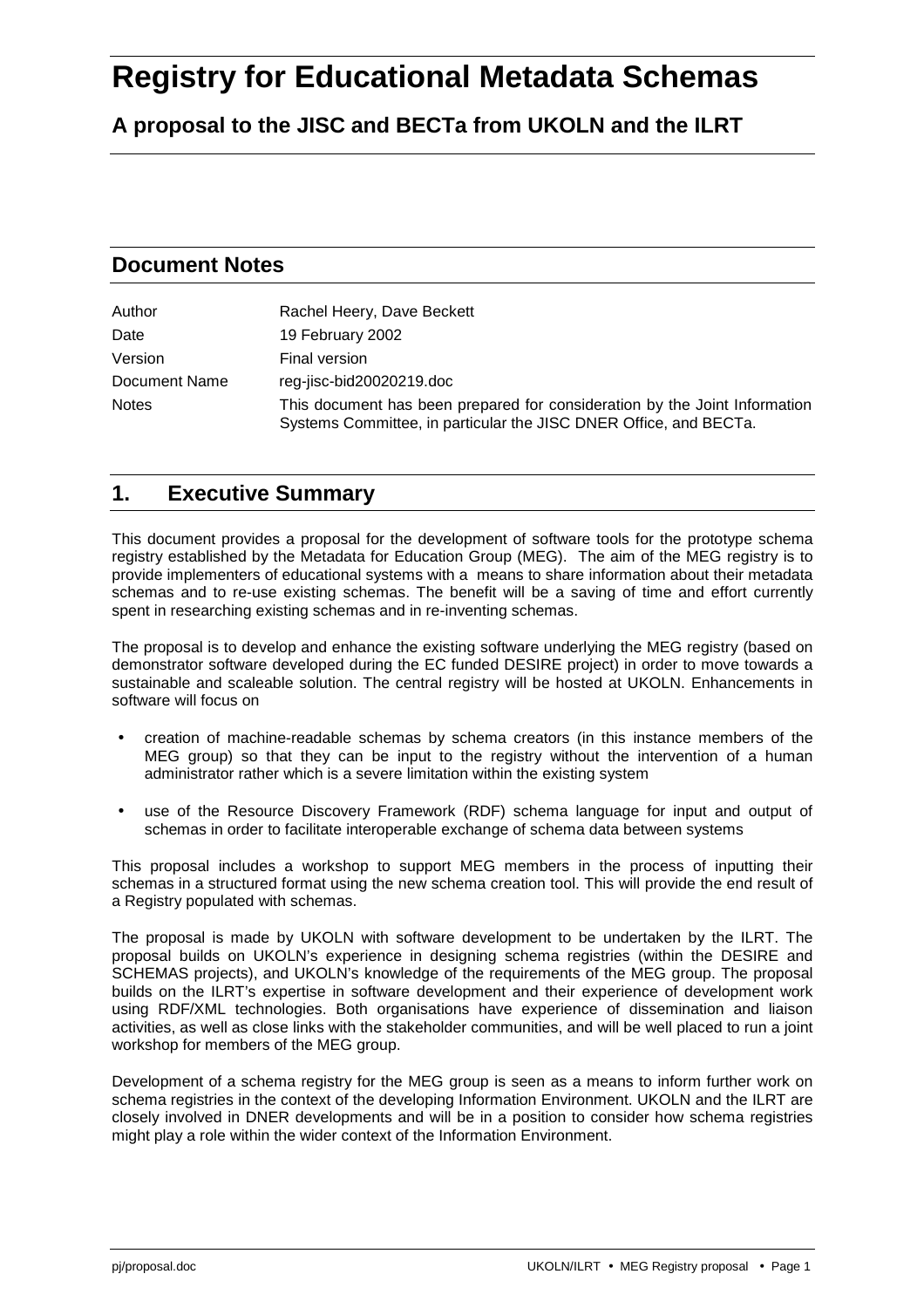# Registry for Educational Metadata Schemas

## A proposal to the JISC and BECTa from UKOLN and the ILRT

## Document Notes

| | |
|---|---|
| Author | Rachel Heery, Dave Beckett |
| Date | 19 February 2002 |
| Version | Final version |
| Document Name | reg-jisc-bid20020219.doc |
| Notes | This document has been prepared for consideration by the Joint Information Systems Committee, in particular the JISC DNER Office, and BECTa. |

## 1. Executive Summary

This document provides a proposal for the development of software tools for the prototype schema registry established by the Metadata for Education Group (MEG). The aim of the MEG registry is to provide implementers of educational systems with a means to share information about their metadata schemas and to re-use existing schemas. The benefit will be a saving of time and effort currently spent in researching existing schemas and in re-inventing schemas.

The proposal is to develop and enhance the existing software underlying the MEG registry (based on demonstrator software developed during the EC funded DESIRE project) in order to move towards a sustainable and scaleable solution. The central registry will be hosted at UKOLN. Enhancements in software will focus on

- creation of machine-readable schemas by schema creators (in this instance members of the MEG group) so that they can be input to the registry without the intervention of a human administrator rather which is a severe limitation within the existing system
- use of the Resource Discovery Framework (RDF) schema language for input and output of schemas in order to facilitate interoperable exchange of schema data between systems

This proposal includes a workshop to support MEG members in the process of inputting their schemas in a structured format using the new schema creation tool. This will provide the end result of a Registry populated with schemas.

The proposal is made by UKOLN with software development to be undertaken by the ILRT. The proposal builds on UKOLN's experience in designing schema registries (within the DESIRE and SCHEMAS projects), and UKOLN's knowledge of the requirements of the MEG group. The proposal builds on the ILRT's expertise in software development and their experience of development work using RDF/XML technologies. Both organisations have experience of dissemination and liaison activities, as well as close links with the stakeholder communities, and will be well placed to run a joint workshop for members of the MEG group.

Development of a schema registry for the MEG group is seen as a means to inform further work on schema registries in the context of the developing Information Environment. UKOLN and the ILRT are closely involved in DNER developments and will be in a position to consider how schema registries might play a role within the wider context of the Information Environment.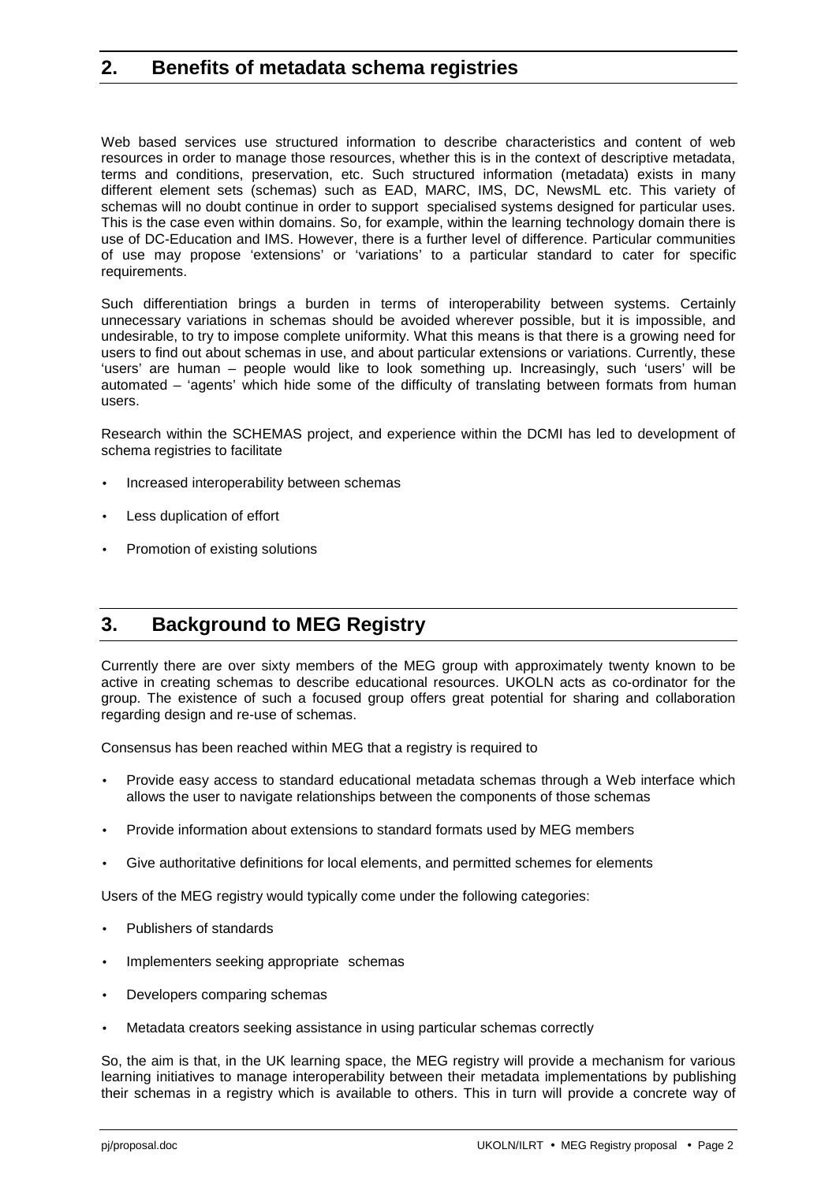## 2. Benefits of metadata schema registries

Web based services use structured information to describe characteristics and content of web resources in order to manage those resources, whether this is in the context of descriptive metadata, terms and conditions, preservation, etc. Such structured information (metadata) exists in many different element sets (schemas) such as EAD, MARC, IMS, DC, NewsML etc. This variety of schemas will no doubt continue in order to support specialised systems designed for particular uses. This is the case even within domains. So, for example, within the learning technology domain there is use of DC-Education and IMS. However, there is a further level of difference. Particular communities of use may propose 'extensions' or 'variations' to a particular standard to cater for specific requirements.

Such differentiation brings a burden in terms of interoperability between systems. Certainly unnecessary variations in schemas should be avoided wherever possible, but it is impossible, and undesirable, to try to impose complete uniformity. What this means is that there is a growing need for users to find out about schemas in use, and about particular extensions or variations. Currently, these 'users' are human – people would like to look something up. Increasingly, such 'users' will be automated – 'agents' which hide some of the difficulty of translating between formats from human users.

Research within the SCHEMAS project, and experience within the DCMI has led to development of schema registries to facilitate

- Increased interoperability between schemas
- Less duplication of effort
- Promotion of existing solutions

## 3. Background to MEG Registry

Currently there are over sixty members of the MEG group with approximately twenty known to be active in creating schemas to describe educational resources. UKOLN acts as co-ordinator for the group. The existence of such a focused group offers great potential for sharing and collaboration regarding design and re-use of schemas.

Consensus has been reached within MEG that a registry is required to

- Provide easy access to standard educational metadata schemas through a Web interface which allows the user to navigate relationships between the components of those schemas
- Provide information about extensions to standard formats used by MEG members
- Give authoritative definitions for local elements, and permitted schemes for elements

Users of the MEG registry would typically come under the following categories:

- Publishers of standards
- Implementers seeking appropriate schemas
- Developers comparing schemas
- Metadata creators seeking assistance in using particular schemas correctly

So, the aim is that, in the UK learning space, the MEG registry will provide a mechanism for various learning initiatives to manage interoperability between their metadata implementations by publishing their schemas in a registry which is available to others. This in turn will provide a concrete way of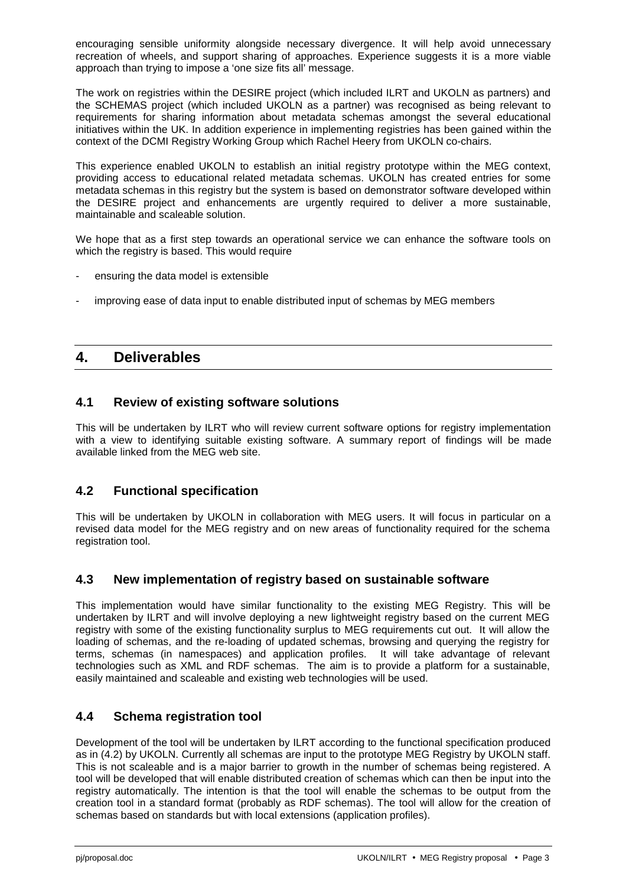encouraging sensible uniformity alongside necessary divergence. It will help avoid unnecessary recreation of wheels, and support sharing of approaches. Experience suggests it is a more viable approach than trying to impose a 'one size fits all' message.

The work on registries within the DESIRE project (which included ILRT and UKOLN as partners) and the SCHEMAS project (which included UKOLN as a partner) was recognised as being relevant to requirements for sharing information about metadata schemas amongst the several educational initiatives within the UK. In addition experience in implementing registries has been gained within the context of the DCMI Registry Working Group which Rachel Heery from UKOLN co-chairs.

This experience enabled UKOLN to establish an initial registry prototype within the MEG context, providing access to educational related metadata schemas. UKOLN has created entries for some metadata schemas in this registry but the system is based on demonstrator software developed within the DESIRE project and enhancements are urgently required to deliver a more sustainable, maintainable and scaleable solution.

We hope that as a first step towards an operational service we can enhance the software tools on which the registry is based. This would require

- ensuring the data model is extensible
- improving ease of data input to enable distributed input of schemas by MEG members

# 4. Deliverables

## 4.1 Review of existing software solutions

This will be undertaken by ILRT who will review current software options for registry implementation with a view to identifying suitable existing software. A summary report of findings will be made available linked from the MEG web site.

## 4.2 Functional specification

This will be undertaken by UKOLN in collaboration with MEG users. It will focus in particular on a revised data model for the MEG registry and on new areas of functionality required for the schema registration tool.

## 4.3 New implementation of registry based on sustainable software

This implementation would have similar functionality to the existing MEG Registry. This will be undertaken by ILRT and will involve deploying a new lightweight registry based on the current MEG registry with some of the existing functionality surplus to MEG requirements cut out. It will allow the loading of schemas, and the re-loading of updated schemas, browsing and querying the registry for terms, schemas (in namespaces) and application profiles. It will take advantage of relevant technologies such as XML and RDF schemas. The aim is to provide a platform for a sustainable, easily maintained and scaleable and existing web technologies will be used.

## 4.4 Schema registration tool

Development of the tool will be undertaken by ILRT according to the functional specification produced as in (4.2) by UKOLN. Currently all schemas are input to the prototype MEG Registry by UKOLN staff. This is not scaleable and is a major barrier to growth in the number of schemas being registered. A tool will be developed that will enable distributed creation of schemas which can then be input into the registry automatically. The intention is that the tool will enable the schemas to be output from the creation tool in a standard format (probably as RDF schemas). The tool will allow for the creation of schemas based on standards but with local extensions (application profiles).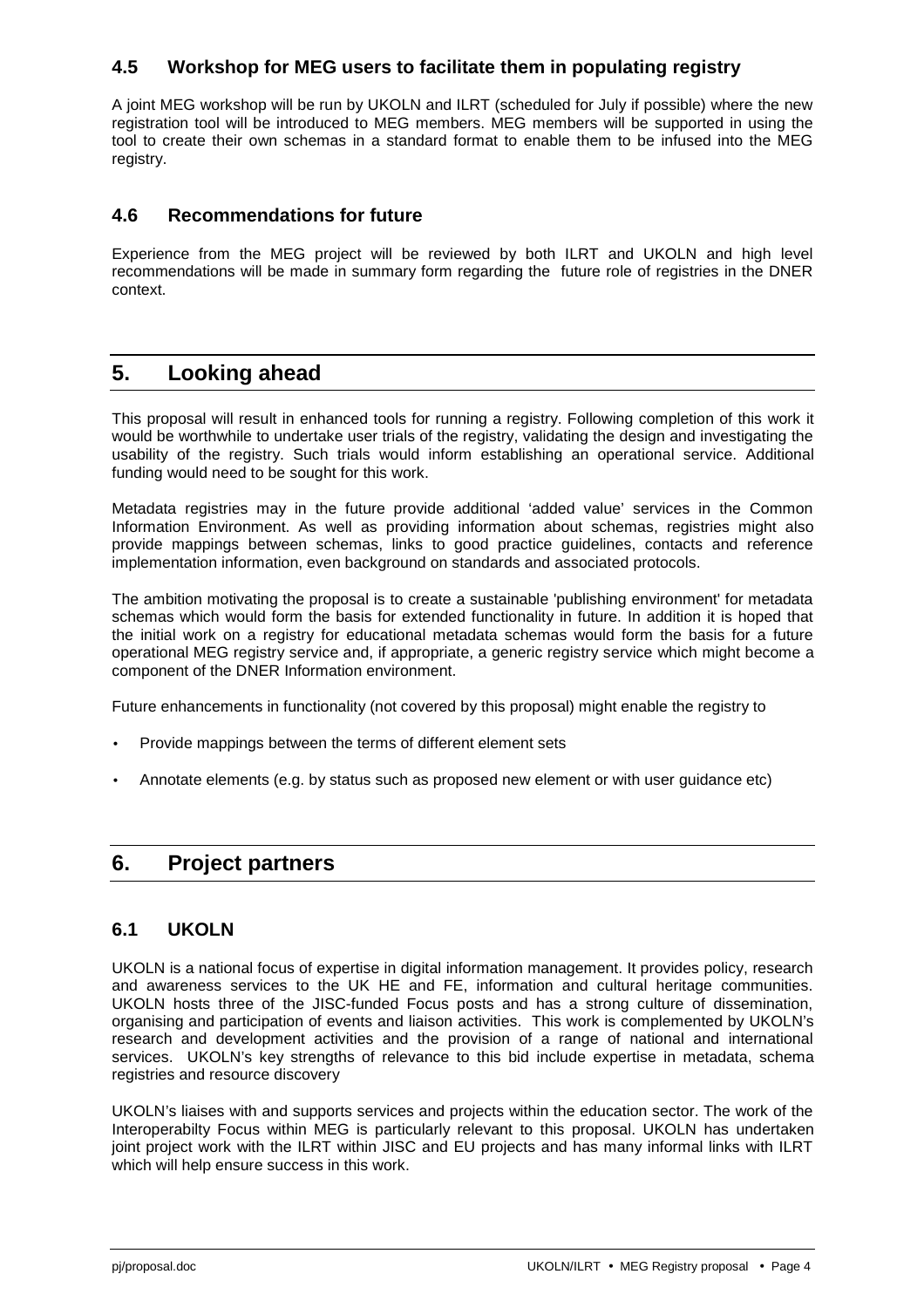### 4.5 Workshop for MEG users to facilitate them in populating registry

A joint MEG workshop will be run by UKOLN and ILRT (scheduled for July if possible) where the new registration tool will be introduced to MEG members. MEG members will be supported in using the tool to create their own schemas in a standard format to enable them to be infused into the MEG registry.

### 4.6 Recommendations for future

Experience from the MEG project will be reviewed by both ILRT and UKOLN and high level recommendations will be made in summary form regarding the future role of registries in the DNER context.

## 5. Looking ahead

This proposal will result in enhanced tools for running a registry. Following completion of this work it would be worthwhile to undertake user trials of the registry, validating the design and investigating the usability of the registry. Such trials would inform establishing an operational service. Additional funding would need to be sought for this work.

Metadata registries may in the future provide additional 'added value' services in the Common Information Environment. As well as providing information about schemas, registries might also provide mappings between schemas, links to good practice guidelines, contacts and reference implementation information, even background on standards and associated protocols.

The ambition motivating the proposal is to create a sustainable 'publishing environment' for metadata schemas which would form the basis for extended functionality in future. In addition it is hoped that the initial work on a registry for educational metadata schemas would form the basis for a future operational MEG registry service and, if appropriate, a generic registry service which might become a component of the DNER Information environment.

Future enhancements in functionality (not covered by this proposal) might enable the registry to

- Provide mappings between the terms of different element sets
- Annotate elements (e.g. by status such as proposed new element or with user guidance etc)

## 6. Project partners

### 6.1 UKOLN

UKOLN is a national focus of expertise in digital information management. It provides policy, research and awareness services to the UK HE and FE, information and cultural heritage communities. UKOLN hosts three of the JISC-funded Focus posts and has a strong culture of dissemination, organising and participation of events and liaison activities. This work is complemented by UKOLN's research and development activities and the provision of a range of national and international services. UKOLN's key strengths of relevance to this bid include expertise in metadata, schema registries and resource discovery

UKOLN's liaises with and supports services and projects within the education sector. The work of the Interoperabilty Focus within MEG is particularly relevant to this proposal. UKOLN has undertaken joint project work with the ILRT within JISC and EU projects and has many informal links with ILRT which will help ensure success in this work.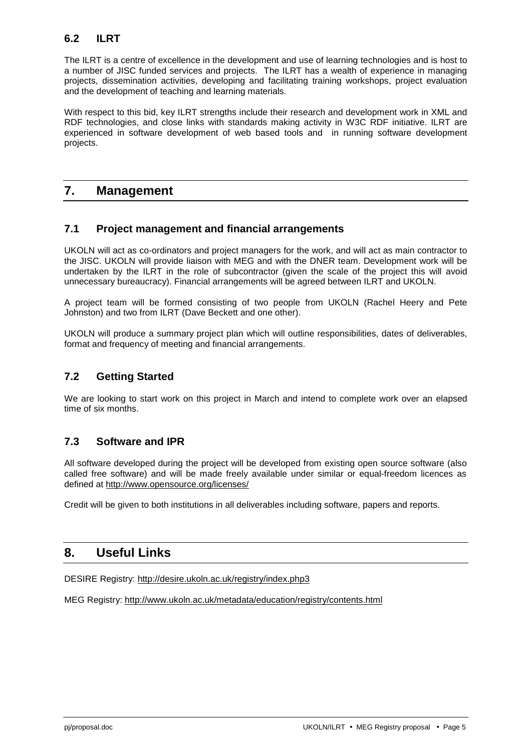### 6.2 ILRT

The ILRT is a centre of excellence in the development and use of learning technologies and is host to a number of JISC funded services and projects. The ILRT has a wealth of experience in managing projects, dissemination activities, developing and facilitating training workshops, project evaluation and the development of teaching and learning materials.

With respect to this bid, key ILRT strengths include their research and development work in XML and RDF technologies, and close links with standards making activity in W3C RDF initiative. ILRT are experienced in software development of web based tools and in running software development projects.

## 7. Management

### 7.1 Project management and financial arrangements

UKOLN will act as co-ordinators and project managers for the work, and will act as main contractor to the JISC. UKOLN will provide liaison with MEG and with the DNER team. Development work will be undertaken by the ILRT in the role of subcontractor (given the scale of the project this will avoid unnecessary bureaucracy). Financial arrangements will be agreed between ILRT and UKOLN.

A project team will be formed consisting of two people from UKOLN (Rachel Heery and Pete Johnston) and two from ILRT (Dave Beckett and one other).

UKOLN will produce a summary project plan which will outline responsibilities, dates of deliverables, format and frequency of meeting and financial arrangements.

### 7.2 Getting Started

We are looking to start work on this project in March and intend to complete work over an elapsed time of six months.

### 7.3 Software and IPR

All software developed during the project will be developed from existing open source software (also called free software) and will be made freely available under similar or equal-freedom licences as defined at http://www.opensource.org/licenses/

Credit will be given to both institutions in all deliverables including software, papers and reports.

## 8. Useful Links

DESIRE Registry: http://desire.ukoln.ac.uk/registry/index.php3

MEG Registry: http://www.ukoln.ac.uk/metadata/education/registry/contents.html